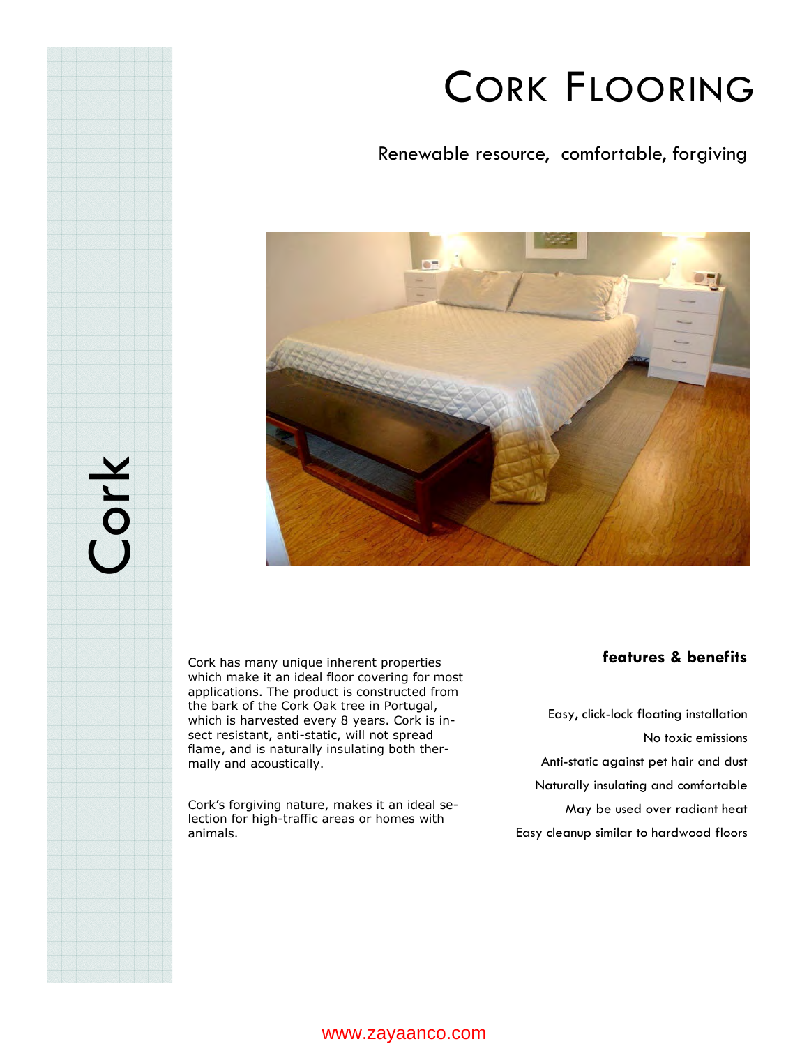# Cork Flooring

Renewable resource, comfortable, forgiving

Cork

Cork has many unique inherent properties which make it an ideal floor covering for most applications. The product is constructed from the bark of the Cork Oak tree in Portugal, which is harvested every 8 years. Cork is insect resistant, anti-static, will not spread flame, and is naturally insulating both thermally and acoustically.

Cork's forgiving nature, makes it an ideal selection for high-traffic areas or homes with animals.

**features & benefits**

Easy, click-lock floating installation

No toxic emissions

Anti-static against pet hair and dust

Naturally insulating and comfortable

May be used over radiant heat

Easy cleanup similar to hardwood floors

www.zayaanco.com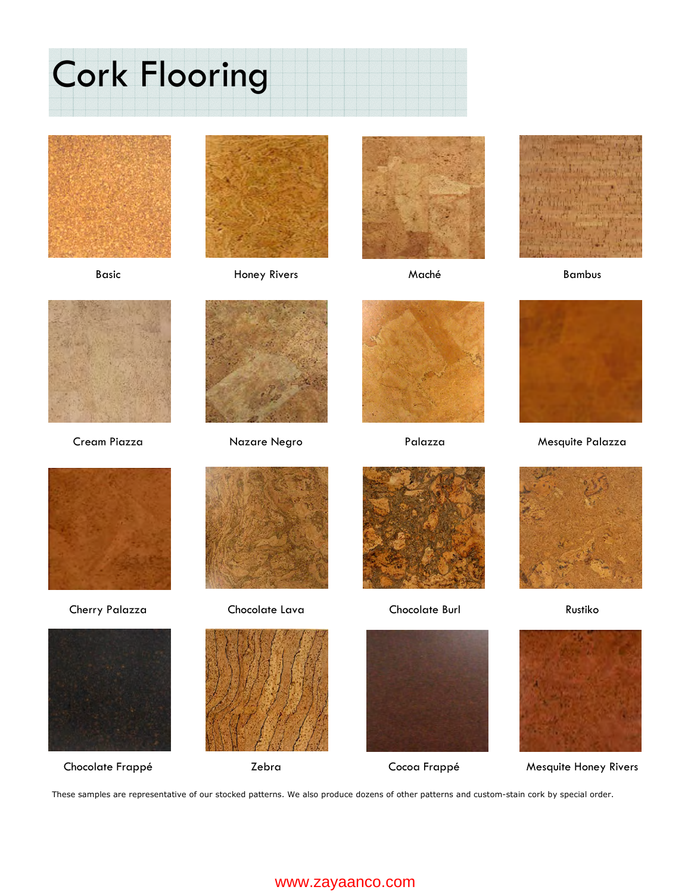# Cork Flooring

Basic

Honey Rivers

Maché

Bambus

Cream Piazza

Nazare Negro

Palazza

Mesquite Palazza

Cherry Palazza

Chocolate Lava

Chocolate Burl

Rustiko

Chocolate Frappé

Zebra

Cocoa Frappé

Mesquite Honey Rivers

These samples are representative of our stocked patterns. We also produce dozens of other patterns and custom-stain cork by special order.

www.zayaanco.com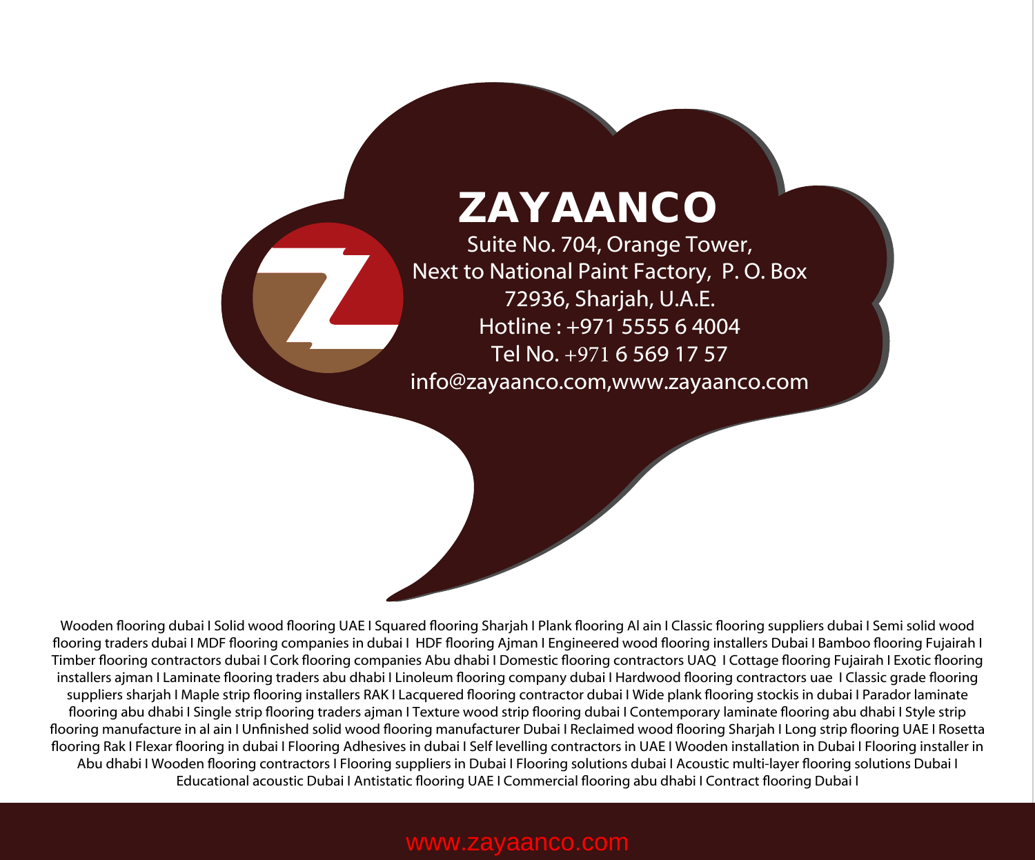# ZAYAANCO

Suite No. 704, Orange Tower,
Next to National Paint Factory, P. O. Box
72936, Sharjah, U.A.E.
Hotline : +971 5555 6 4004
Tel No. +971 6 569 17 57
info@zayaanco.com,www.zayaanco.com

Wooden flooring dubai I Solid wood flooring UAE I Squared flooring Sharjah I Plank flooring Al ain I Classic flooring suppliers dubai I Semi solid wood flooring traders dubai I MDF flooring companies in dubai I HDF flooring Ajman I Engineered wood flooring installers Dubai I Bamboo flooring Fujairah I Timber flooring contractors dubai I Cork flooring companies Abu dhabi I Domestic flooring contractors UAQ I Cottage flooring Fujairah I Exotic flooring installers ajman I Laminate flooring traders abu dhabi I Linoleum flooring company dubai I Hardwood flooring contractors uae I Classic grade flooring suppliers sharjah I Maple strip flooring installers RAK I Lacquered flooring contractor dubai I Wide plank flooring stockis in dubai I Parador laminate flooring abu dhabi I Single strip flooring traders ajman I Texture wood strip flooring dubai I Contemporary laminate flooring abu dhabi I Style strip flooring manufacture in al ain I Unfinished solid wood flooring manufacturer Dubai I Reclaimed wood flooring Sharjah I Long strip flooring UAE I Rosetta flooring Rak I Flexar flooring in dubai I Flooring Adhesives in dubai I Self levelling contractors in UAE I Wooden installation in Dubai I Flooring installer in Abu dhabi I Wooden flooring contractors I Flooring suppliers in Dubai I Flooring solutions dubai I Acoustic multi-layer flooring solutions Dubai I Educational acoustic Dubai I Antistatic flooring UAE I Commercial flooring abu dhabi I Contract flooring Dubai I

www.zayaanco.com